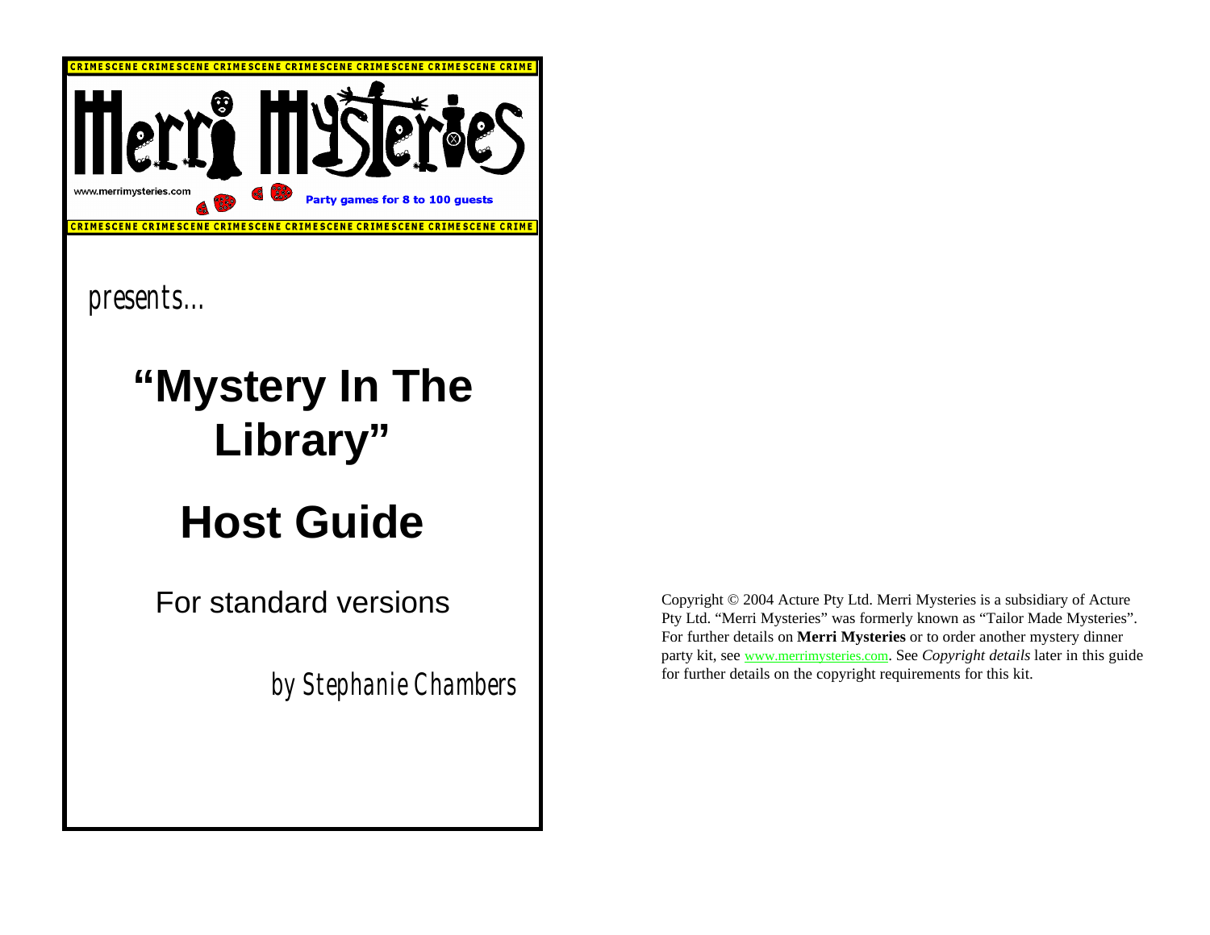CRIME SCENE CRIME SCENE CRIME SCENE CRIME SCENE CRIME SCENE CRIME SCENE CRIME

Merri Mysteries

www.merrimysteries.com

Party games for 8 to 100 guests

CRIME SCENE CRIME SCENE CRIME SCENE CRIME SCENE CRIME SCENE CRIME SCENE CRIME

presents…

# "Mystery In The Library"

# Host Guide

For standard versions

by Stephanie Chambers

Copyright © 2004 Acture Pty Ltd. Merri Mysteries is a subsidiary of Acture Pty Ltd. "Merri Mysteries" was formerly known as "Tailor Made Mysteries". For further details on **Merri Mysteries** or to order another mystery dinner party kit, see www.merrimysteries.com. See *Copyright details* later in this guide for further details on the copyright requirements for this kit.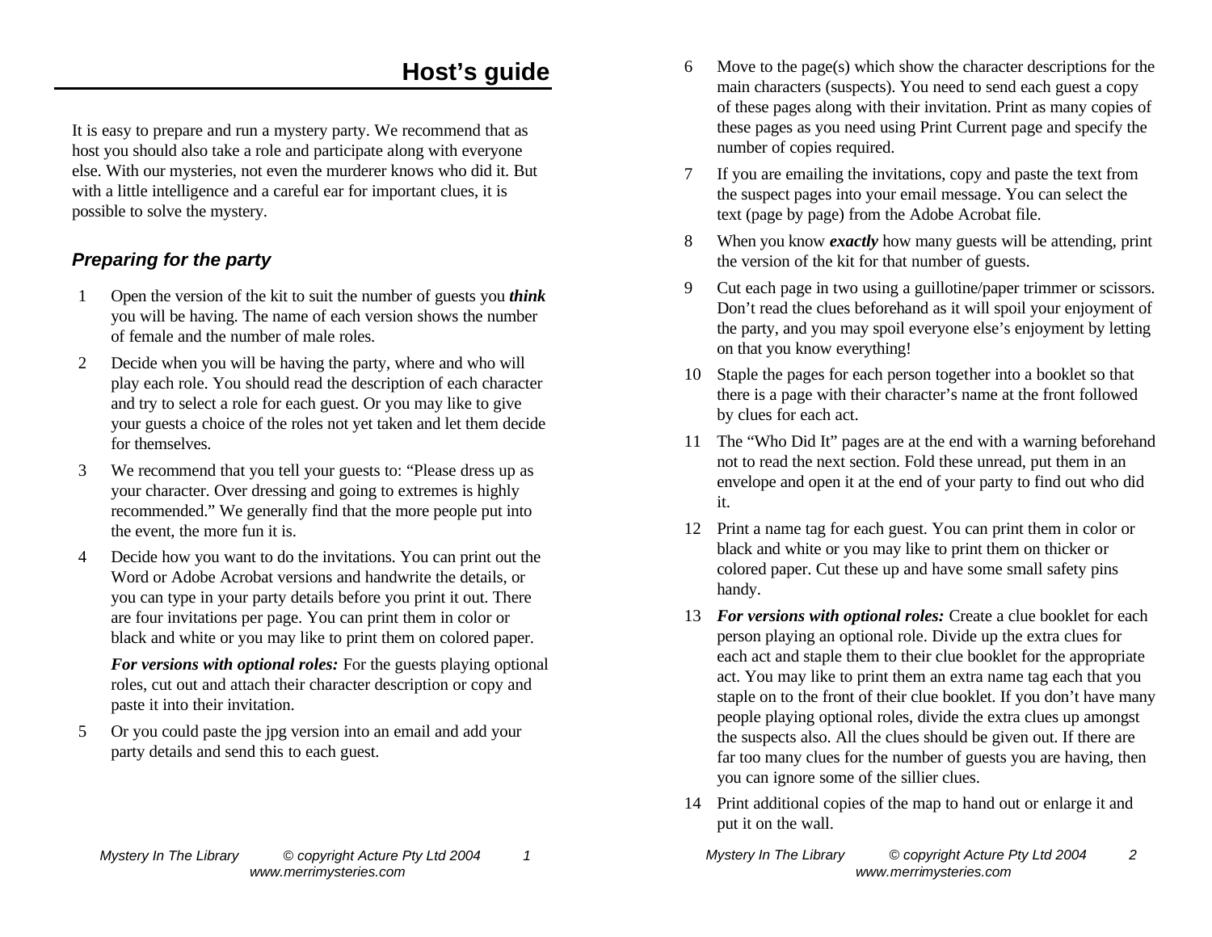# Host's guide

It is easy to prepare and run a mystery party. We recommend that as host you should also take a role and participate along with everyone else. With our mysteries, not even the murderer knows who did it. But with a little intelligence and a careful ear for important clues, it is possible to solve the mystery.

### *Preparing for the party*

1. Open the version of the kit to suit the number of guests you ***think*** you will be having. The name of each version shows the number of female and the number of male roles.
2. Decide when you will be having the party, where and who will play each role. You should read the description of each character and try to select a role for each guest. Or you may like to give your guests a choice of the roles not yet taken and let them decide for themselves.
3. We recommend that you tell your guests to: "Please dress up as your character. Over dressing and going to extremes is highly recommended." We generally find that the more people put into the event, the more fun it is.
4. Decide how you want to do the invitations. You can print out the Word or Adobe Acrobat versions and handwrite the details, or you can type in your party details before you print it out. There are four invitations per page. You can print them in color or black and white or you may like to print them on colored paper.

   ***For versions with optional roles:*** For the guests playing optional roles, cut out and attach their character description or copy and paste it into their invitation.
5. Or you could paste the jpg version into an email and add your party details and send this to each guest.
6. Move to the page(s) which show the character descriptions for the main characters (suspects). You need to send each guest a copy of these pages along with their invitation. Print as many copies of these pages as you need using Print Current page and specify the number of copies required.
7. If you are emailing the invitations, copy and paste the text from the suspect pages into your email message. You can select the text (page by page) from the Adobe Acrobat file.
8. When you know ***exactly*** how many guests will be attending, print the version of the kit for that number of guests.
9. Cut each page in two using a guillotine/paper trimmer or scissors. Don't read the clues beforehand as it will spoil your enjoyment of the party, and you may spoil everyone else's enjoyment by letting on that you know everything!
10. Staple the pages for each person together into a booklet so that there is a page with their character's name at the front followed by clues for each act.
11. The "Who Did It" pages are at the end with a warning beforehand not to read the next section. Fold these unread, put them in an envelope and open it at the end of your party to find out who did it.
12. Print a name tag for each guest. You can print them in color or black and white or you may like to print them on thicker or colored paper. Cut these up and have some small safety pins handy.
13. ***For versions with optional roles:*** Create a clue booklet for each person playing an optional role. Divide up the extra clues for each act and staple them to their clue booklet for the appropriate act. You may like to print them an extra name tag each that you staple on to the front of their clue booklet. If you don't have many people playing optional roles, divide the extra clues up amongst the suspects also. All the clues should be given out. If there are far too many clues for the number of guests you are having, then you can ignore some of the sillier clues.
14. Print additional copies of the map to hand out or enlarge it and put it on the wall.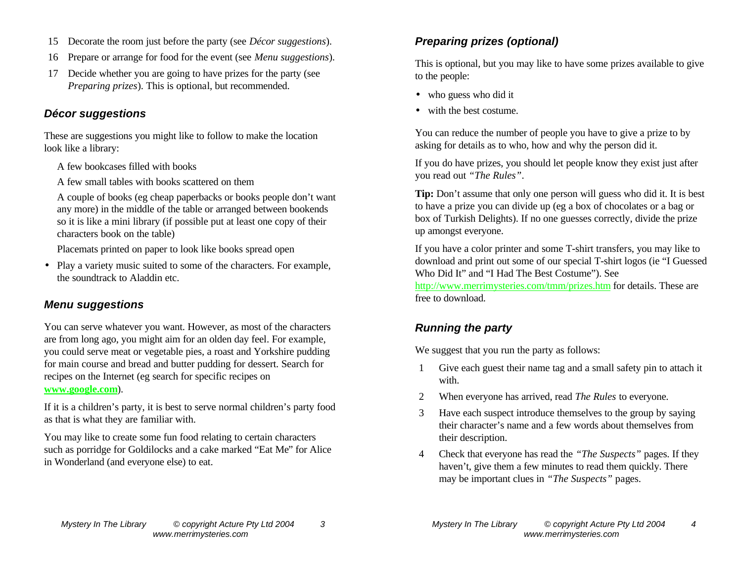15 Decorate the room just before the party (see *Décor suggestions*).

16 Prepare or arrange for food for the event (see *Menu suggestions*).

17 Decide whether you are going to have prizes for the party (see *Preparing prizes*). This is optional, but recommended.

### *Décor suggestions*

These are suggestions you might like to follow to make the location look like a library:

A few bookcases filled with books

A few small tables with books scattered on them

A couple of books (eg cheap paperbacks or books people don't want any more) in the middle of the table or arranged between bookends so it is like a mini library (if possible put at least one copy of their characters book on the table)

Placemats printed on paper to look like books spread open

- Play a variety music suited to some of the characters. For example, the soundtrack to Aladdin etc.

### *Menu suggestions*

You can serve whatever you want. However, as most of the characters are from long ago, you might aim for an olden day feel. For example, you could serve meat or vegetable pies, a roast and Yorkshire pudding for main course and bread and butter pudding for dessert. Search for recipes on the Internet (eg search for specific recipes on **www.google.com**).

If it is a children's party, it is best to serve normal children's party food as that is what they are familiar with.

You may like to create some fun food relating to certain characters such as porridge for Goldilocks and a cake marked "Eat Me" for Alice in Wonderland (and everyone else) to eat.

### *Preparing prizes (optional)*

This is optional, but you may like to have some prizes available to give to the people:

- who guess who did it
- with the best costume.

You can reduce the number of people you have to give a prize to by asking for details as to who, how and why the person did it.

If you do have prizes, you should let people know they exist just after you read out *"The Rules"*.

**Tip:** Don't assume that only one person will guess who did it. It is best to have a prize you can divide up (eg a box of chocolates or a bag or box of Turkish Delights). If no one guesses correctly, divide the prize up amongst everyone.

If you have a color printer and some T-shirt transfers, you may like to download and print out some of our special T-shirt logos (ie "I Guessed Who Did It" and "I Had The Best Costume"). See http://www.merrimysteries.com/tmm/prizes.htm for details. These are free to download.

### *Running the party*

We suggest that you run the party as follows:

1. Give each guest their name tag and a small safety pin to attach it with.
2. When everyone has arrived, read *The Rules* to everyone.
3. Have each suspect introduce themselves to the group by saying their character's name and a few words about themselves from their description.
4. Check that everyone has read the *"The Suspects"* pages. If they haven't, give them a few minutes to read them quickly. There may be important clues in *"The Suspects"* pages.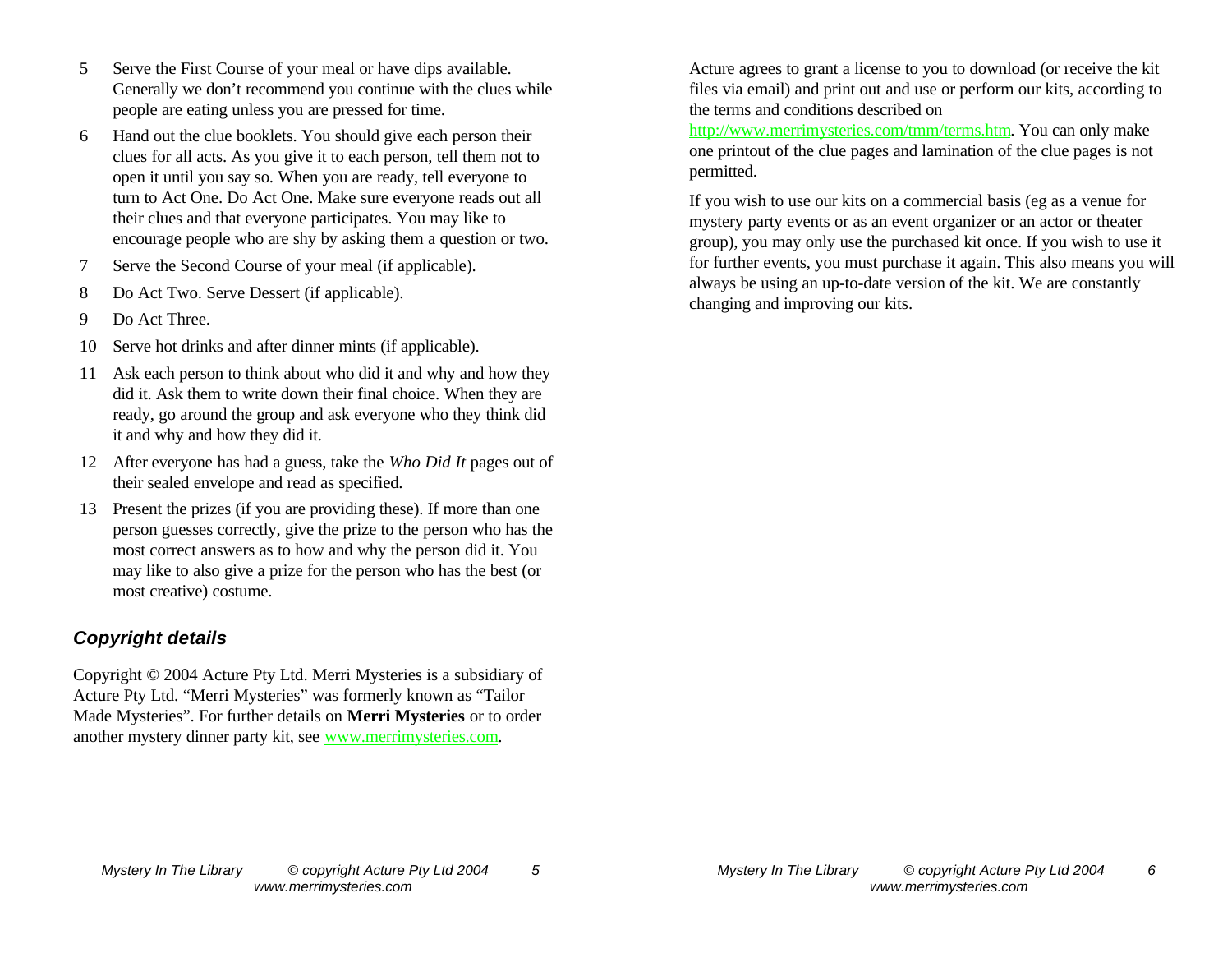5. Serve the First Course of your meal or have dips available. Generally we don't recommend you continue with the clues while people are eating unless you are pressed for time.
6. Hand out the clue booklets. You should give each person their clues for all acts. As you give it to each person, tell them not to open it until you say so. When you are ready, tell everyone to turn to Act One. Do Act One. Make sure everyone reads out all their clues and that everyone participates. You may like to encourage people who are shy by asking them a question or two.
7. Serve the Second Course of your meal (if applicable).
8. Do Act Two. Serve Dessert (if applicable).
9. Do Act Three.
10. Serve hot drinks and after dinner mints (if applicable).
11. Ask each person to think about who did it and why and how they did it. Ask them to write down their final choice. When they are ready, go around the group and ask everyone who they think did it and why and how they did it.
12. After everyone has had a guess, take the *Who Did It* pages out of their sealed envelope and read as specified.
13. Present the prizes (if you are providing these). If more than one person guesses correctly, give the prize to the person who has the most correct answers as to how and why the person did it. You may like to also give a prize for the person who has the best (or most creative) costume.

## Copyright details

Copyright © 2004 Acture Pty Ltd. Merri Mysteries is a subsidiary of Acture Pty Ltd. "Merri Mysteries" was formerly known as "Tailor Made Mysteries". For further details on **Merri Mysteries** or to order another mystery dinner party kit, see www.merrimysteries.com.

Acture agrees to grant a license to you to download (or receive the kit files via email) and print out and use or perform our kits, according to the terms and conditions described on http://www.merrimysteries.com/tmm/terms.htm. You can only make one printout of the clue pages and lamination of the clue pages is not permitted.

If you wish to use our kits on a commercial basis (eg as a venue for mystery party events or as an event organizer or an actor or theater group), you may only use the purchased kit once. If you wish to use it for further events, you must purchase it again. This also means you will always be using an up-to-date version of the kit. We are constantly changing and improving our kits.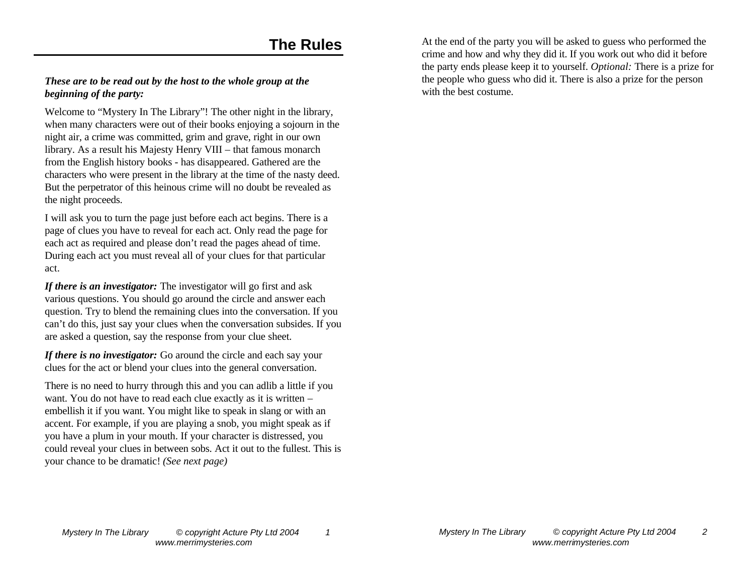## The Rules

***These are to be read out by the host to the whole group at the beginning of the party:***

Welcome to "Mystery In The Library"! The other night in the library, when many characters were out of their books enjoying a sojourn in the night air, a crime was committed, grim and grave, right in our own library. As a result his Majesty Henry VIII – that famous monarch from the English history books - has disappeared. Gathered are the characters who were present in the library at the time of the nasty deed. But the perpetrator of this heinous crime will no doubt be revealed as the night proceeds.

I will ask you to turn the page just before each act begins. There is a page of clues you have to reveal for each act. Only read the page for each act as required and please don't read the pages ahead of time. During each act you must reveal all of your clues for that particular act.

***If there is an investigator:*** The investigator will go first and ask various questions. You should go around the circle and answer each question. Try to blend the remaining clues into the conversation. If you can't do this, just say your clues when the conversation subsides. If you are asked a question, say the response from your clue sheet.

***If there is no investigator:*** Go around the circle and each say your clues for the act or blend your clues into the general conversation.

There is no need to hurry through this and you can adlib a little if you want. You do not have to read each clue exactly as it is written – embellish it if you want. You might like to speak in slang or with an accent. For example, if you are playing a snob, you might speak as if you have a plum in your mouth. If your character is distressed, you could reveal your clues in between sobs. Act it out to the fullest. This is your chance to be dramatic! *(See next page)*

At the end of the party you will be asked to guess who performed the crime and how and why they did it. If you work out who did it before the party ends please keep it to yourself. *Optional:* There is a prize for the people who guess who did it. There is also a prize for the person with the best costume.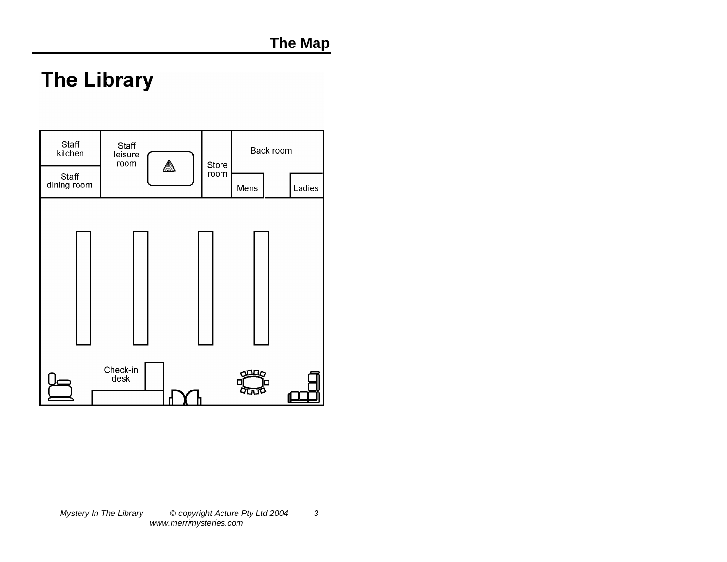# The Map

## The Library

Staff kitchen

Staff leisure room

Store room

Back room

Staff dining room

Mens

Ladies

Check-in desk